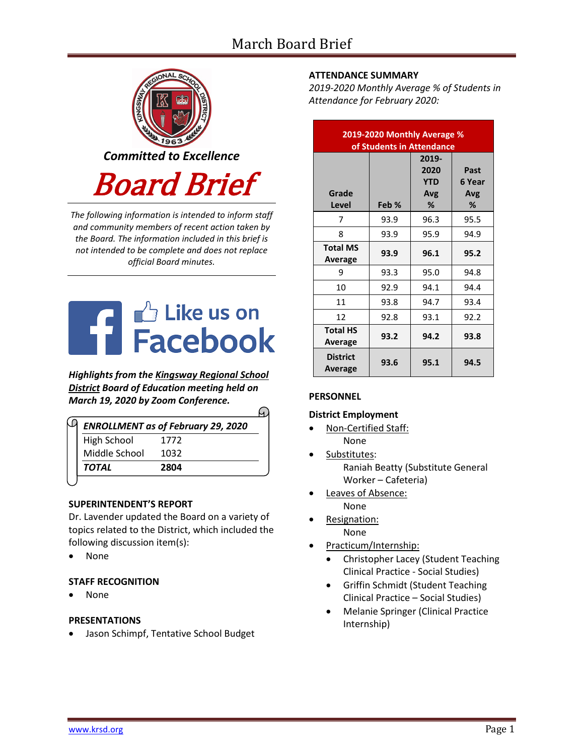# March Board Brief

*Committed to Excellence*

# Board Brief

*The following information is intended to inform staff and community members of recent action taken by the Board. The information included in this brief is not intended to be complete and does not replace official Board minutes.*

Like us on Facebook

***Highlights from the Kingsway Regional School District Board of Education meeting held on March 19, 2020 by Zoom Conference.***

| *ENROLLMENT as of February 29, 2020* | |
|---|---|
| High School | 1772 |
| Middle School | 1032 |
| ***TOTAL*** | **2804** |

## SUPERINTENDENT'S REPORT

Dr. Lavender updated the Board on a variety of topics related to the District, which included the following discussion item(s):

- None

## STAFF RECOGNITION

- None

## PRESENTATIONS

- Jason Schimpf, Tentative School Budget

## ATTENDANCE SUMMARY

*2019-2020 Monthly Average % of Students in Attendance for February 2020:*

| 2019-2020 Monthly Average % of Students in Attendance | | | |
|---|---|---|---|
| **Grade Level** | **Feb %** | **2019-2020 YTD Avg %** | **Past 6 Year Avg %** |
| 7 | 93.9 | 96.3 | 95.5 |
| 8 | 93.9 | 95.9 | 94.9 |
| **Total MS Average** | **93.9** | **96.1** | **95.2** |
| 9 | 93.3 | 95.0 | 94.8 |
| 10 | 92.9 | 94.1 | 94.4 |
| 11 | 93.8 | 94.7 | 93.4 |
| 12 | 92.8 | 93.1 | 92.2 |
| **Total HS Average** | **93.2** | **94.2** | **93.8** |
| **District Average** | **93.6** | **95.1** | **94.5** |

## PERSONNEL

### District Employment

- Non-Certified Staff:
  None
- Substitutes:
  Raniah Beatty (Substitute General Worker – Cafeteria)
- Leaves of Absence:
  None
- Resignation:
  None
- Practicum/Internship:
  - Christopher Lacey (Student Teaching Clinical Practice - Social Studies)
  - Griffin Schmidt (Student Teaching Clinical Practice – Social Studies)
  - Melanie Springer (Clinical Practice Internship)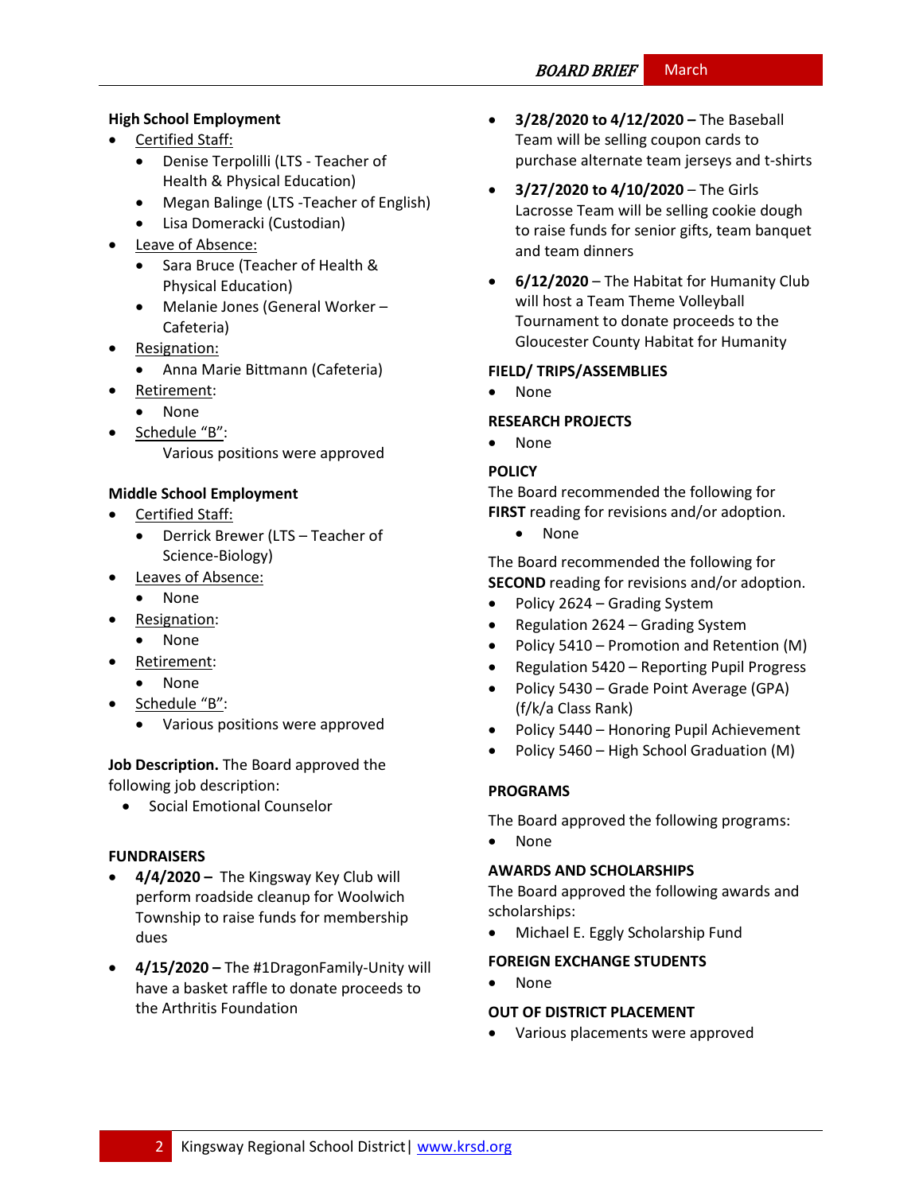**High School Employment**

- Certified Staff:
  - Denise Terpolilli (LTS - Teacher of Health & Physical Education)
  - Megan Balinge (LTS -Teacher of English)
  - Lisa Domeracki (Custodian)
- Leave of Absence:
  - Sara Bruce (Teacher of Health & Physical Education)
  - Melanie Jones (General Worker – Cafeteria)
- Resignation:
  - Anna Marie Bittmann (Cafeteria)
- Retirement:
  - None
- Schedule "B":

  Various positions were approved

**Middle School Employment**

- Certified Staff:
  - Derrick Brewer (LTS – Teacher of Science-Biology)
- Leaves of Absence:
  - None
- Resignation:
  - None
- Retirement:
  - None
- Schedule "B":
  - Various positions were approved

**Job Description.** The Board approved the following job description:

- Social Emotional Counselor

**FUNDRAISERS**

- **4/4/2020 –** The Kingsway Key Club will perform roadside cleanup for Woolwich Township to raise funds for membership dues
- **4/15/2020 –** The #1DragonFamily-Unity will have a basket raffle to donate proceeds to the Arthritis Foundation
- **3/28/2020 to 4/12/2020 –** The Baseball Team will be selling coupon cards to purchase alternate team jerseys and t-shirts
- **3/27/2020 to 4/10/2020** – The Girls Lacrosse Team will be selling cookie dough to raise funds for senior gifts, team banquet and team dinners
- **6/12/2020** – The Habitat for Humanity Club will host a Team Theme Volleyball Tournament to donate proceeds to the Gloucester County Habitat for Humanity

**FIELD/ TRIPS/ASSEMBLIES**

- None

**RESEARCH PROJECTS**

- None

**POLICY**

The Board recommended the following for **FIRST** reading for revisions and/or adoption.

- None

The Board recommended the following for **SECOND** reading for revisions and/or adoption.

- Policy 2624 – Grading System
- Regulation 2624 – Grading System
- Policy 5410 – Promotion and Retention (M)
- Regulation 5420 – Reporting Pupil Progress
- Policy 5430 – Grade Point Average (GPA) (f/k/a Class Rank)
- Policy 5440 – Honoring Pupil Achievement
- Policy 5460 – High School Graduation (M)

**PROGRAMS**

The Board approved the following programs:

- None

**AWARDS AND SCHOLARSHIPS**

The Board approved the following awards and scholarships:

- Michael E. Eggly Scholarship Fund

**FOREIGN EXCHANGE STUDENTS**

- None

**OUT OF DISTRICT PLACEMENT**

- Various placements were approved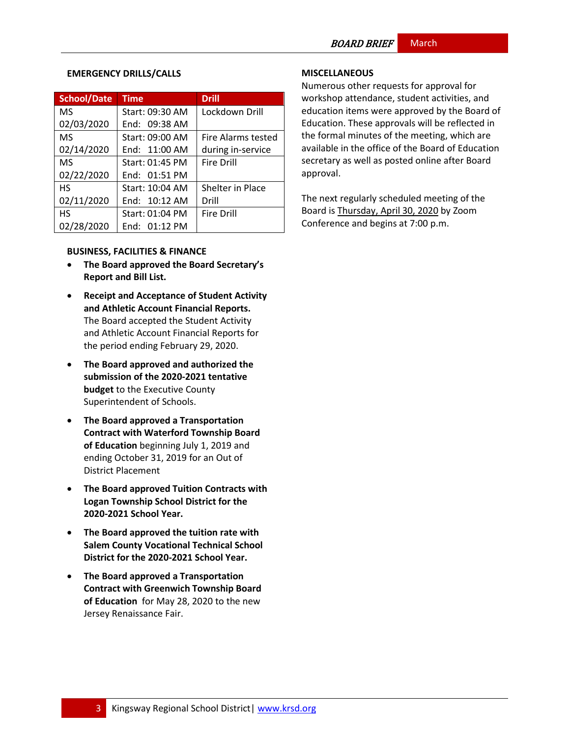## EMERGENCY DRILLS/CALLS

| School/Date | Time | Drill |
|---|---|---|
| MS 02/03/2020 | Start: 09:30 AM End: 09:38 AM | Lockdown Drill |
| MS 02/14/2020 | Start: 09:00 AM End: 11:00 AM | Fire Alarms tested during in-service |
| MS 02/22/2020 | Start: 01:45 PM End: 01:51 PM | Fire Drill |
| HS 02/11/2020 | Start: 10:04 AM End: 10:12 AM | Shelter in Place Drill |
| HS 02/28/2020 | Start: 01:04 PM End: 01:12 PM | Fire Drill |

## BUSINESS, FACILITIES & FINANCE

- **The Board approved the Board Secretary's Report and Bill List.**
- **Receipt and Acceptance of Student Activity and Athletic Account Financial Reports.** The Board accepted the Student Activity and Athletic Account Financial Reports for the period ending February 29, 2020.
- **The Board approved and authorized the submission of the 2020-2021 tentative budget** to the Executive County Superintendent of Schools.
- **The Board approved a Transportation Contract with Waterford Township Board of Education** beginning July 1, 2019 and ending October 31, 2019 for an Out of District Placement
- **The Board approved Tuition Contracts with Logan Township School District for the 2020-2021 School Year.**
- **The Board approved the tuition rate with Salem County Vocational Technical School District for the 2020-2021 School Year.**
- **The Board approved a Transportation Contract with Greenwich Township Board of Education** for May 28, 2020 to the new Jersey Renaissance Fair.

## MISCELLANEOUS

Numerous other requests for approval for workshop attendance, student activities, and education items were approved by the Board of Education. These approvals will be reflected in the formal minutes of the meeting, which are available in the office of the Board of Education secretary as well as posted online after Board approval.

The next regularly scheduled meeting of the Board is Thursday, April 30, 2020 by Zoom Conference and begins at 7:00 p.m.